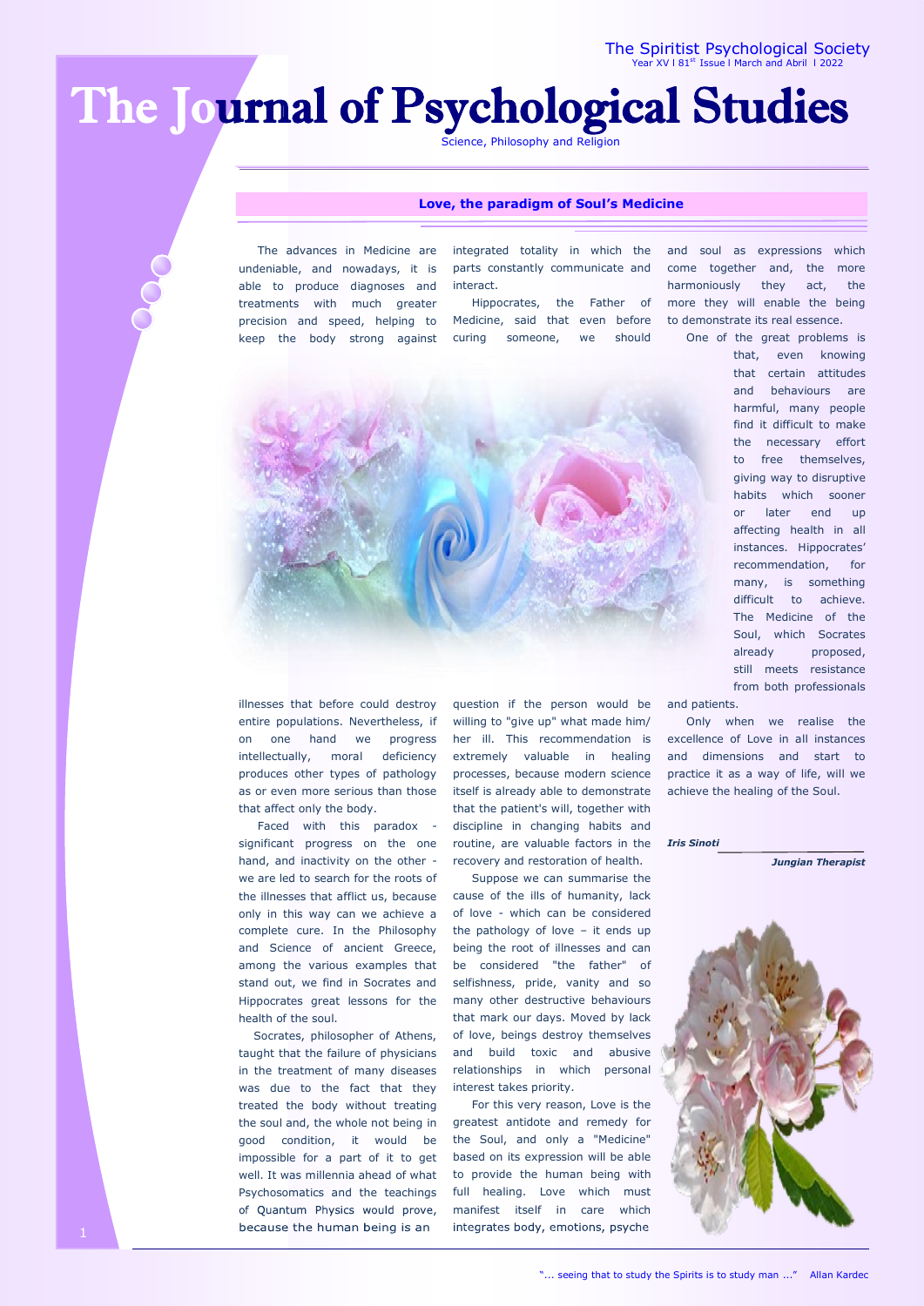# The Journal of Psychological Studies

Science, Philosophy and Religion

## Love, the paradigm of Soul's Medicine

The advances in Medicine are undeniable, and nowadays, it is able to produce diagnoses and treatments with much greater precision and speed, helping to keep the body strong against illnesses that before could destroy entire populations. Nevertheless, if on one hand we progress intellectually, moral deficiency produces other types of pathology as or even more serious than those that affect only the body.

Faced with this paradox - significant progress on the one hand, and inactivity on the other - we are led to search for the roots of the illnesses that afflict us, because only in this way can we achieve a complete cure. In the Philosophy and Science of ancient Greece, among the various examples that stand out, we find in Socrates and Hippocrates great lessons for the health of the soul.

Socrates, philosopher of Athens, taught that the failure of physicians in the treatment of many diseases was due to the fact that they treated the body without treating the soul and, the whole not being in good condition, it would be impossible for a part of it to get well. It was millennia ahead of what Psychosomatics and the teachings of Quantum Physics would prove, because the human being is an integrated totality in which the parts constantly communicate and interact.

Hippocrates, the Father of Medicine, said that even before curing someone, we should question if the person would be willing to "give up" what made him/her ill. This recommendation is extremely valuable in healing processes, because modern science itself is already able to demonstrate that the patient's will, together with discipline in changing habits and routine, are valuable factors in the recovery and restoration of health.

Suppose we can summarise the cause of the ills of humanity, lack of love - which can be considered the pathology of love – it ends up being the root of illnesses and can be considered "the father" of selfishness, pride, vanity and so many other destructive behaviours that mark our days. Moved by lack of love, beings destroy themselves and build toxic and abusive relationships in which personal interest takes priority.

For this very reason, Love is the greatest antidote and remedy for the Soul, and only a "Medicine" based on its expression will be able to provide the human being with full healing. Love which must manifest itself in care which integrates body, emotions, psyche and soul as expressions which come together and, the more harmoniously they act, the more they will enable the being to demonstrate its real essence.

One of the great problems is that, even knowing that certain attitudes and behaviours are harmful, many people find it difficult to make the necessary effort to free themselves, giving way to disruptive habits which sooner or later end up affecting health in all instances. Hippocrates' recommendation, for many, is something difficult to achieve. The Medicine of the Soul, which Socrates already proposed, still meets resistance from both professionals and patients.

Only when we realise the excellence of Love in all instances and dimensions and start to practice it as a way of life, will we achieve the healing of the Soul.

***Iris Sinoti***

***Jungian Therapist***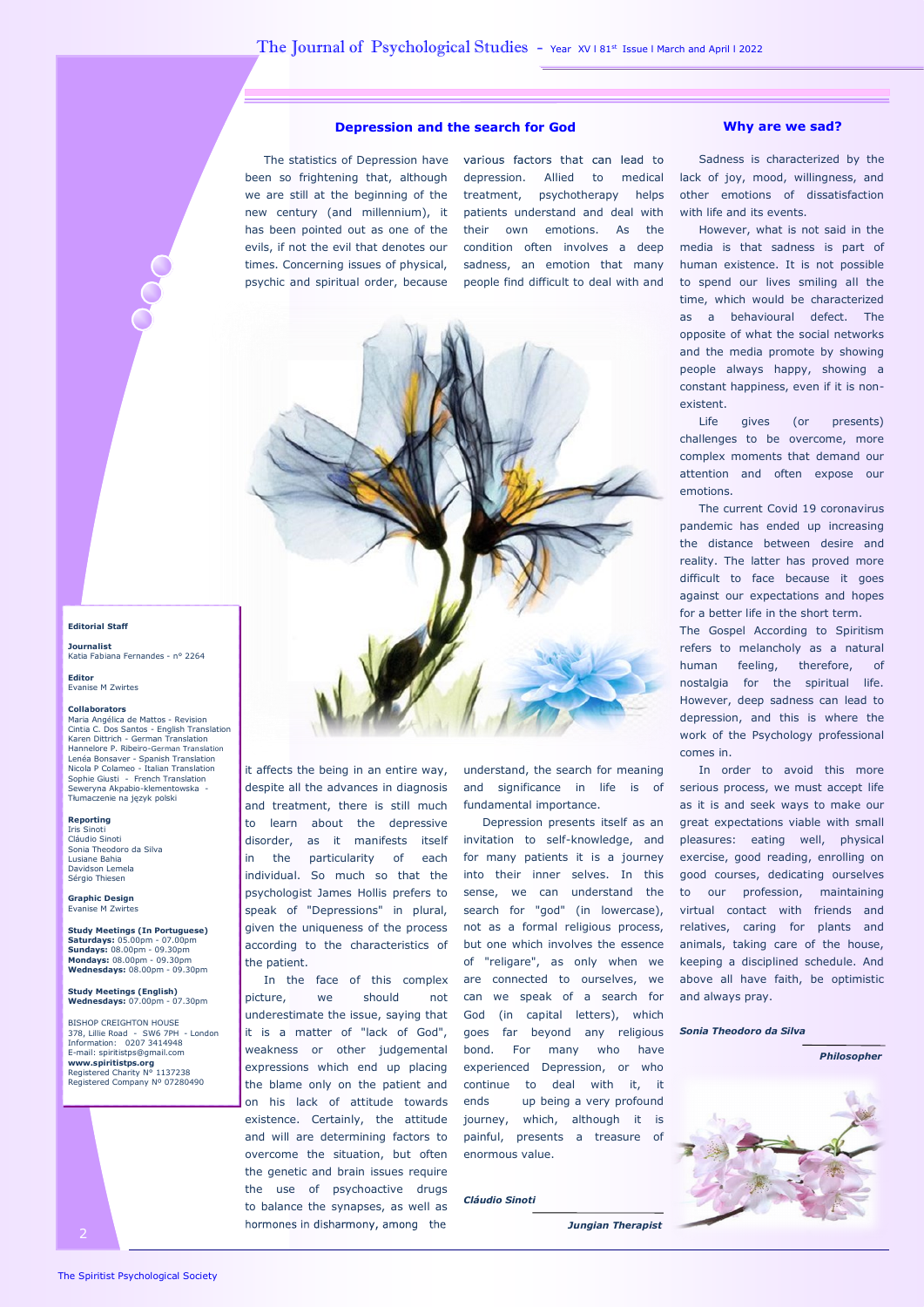## Depression and the search for God

The statistics of Depression have been so frightening that, although we are still at the beginning of the new century (and millennium), it has been pointed out as one of the evils, if not the evil that denotes our times. Concerning issues of physical, psychic and spiritual order, because it affects the being in an entire way, despite all the advances in diagnosis and treatment, there is still much to learn about the depressive disorder, as it manifests itself in the particularity of each individual. So much so that the psychologist James Hollis prefers to speak of "Depressions" in plural, given the uniqueness of the process according to the characteristics of the patient.

In the face of this complex picture, we should not underestimate the issue, saying that it is a matter of "lack of God", weakness or other judgemental expressions which end up placing the blame only on the patient and on his lack of attitude towards existence. Certainly, the attitude and will are determining factors to overcome the situation, but often the genetic and brain issues require the use of psychoactive drugs to balance the synapses, as well as hormones in disharmony, among the various factors that can lead to depression. Allied to medical treatment, psychotherapy helps patients understand and deal with their own emotions. As the condition often involves a deep sadness, an emotion that many people find difficult to deal with and understand, the search for meaning in life is of fundamental importance.

Depression presents itself as an invitation to self-knowledge, and for many patients it is a journey into their inner selves. In this sense, we can understand the search for "god" (in lowercase), not as a formal religious process, but one which involves the essence of "religare", as only when we are connected to ourselves, we can we speak of a search for God (in capital letters), which goes far beyond any religious bond. For many who have experienced Depression, or who continue to deal with it, it ends up being a very profound journey, which, although it is painful, presents a treasure of enormous value.

***Cláudio Sinoti***

***Jungian Therapist***

## Why are we sad?

Sadness is characterized by the lack of joy, mood, willingness, and other emotions of dissatisfaction with life and its events.

However, what is not said in the media is that sadness is part of human existence. It is not possible to spend our lives smiling all the time, which would be characterized as a behavioural defect. The opposite of what the social networks and the media promote by showing people always happy, showing a constant happiness, even if it is non-existent.

Life gives (or presents) challenges to be overcome, more complex moments that demand our attention and often expose our emotions.

The current Covid 19 coronavirus pandemic has ended up increasing the distance between desire and reality. The latter has proved more difficult to face because it goes against our expectations and hopes for a better life in the short term.

The Gospel According to Spiritism refers to melancholy as a natural human feeling, therefore, of nostalgia for the spiritual life. However, deep sadness can lead to depression, and this is where the work of the Psychology professional comes in.

In order to avoid this more serious process, we must accept life as it is and seek ways to make our great expectations viable with small pleasures: eating well, physical exercise, good reading, enrolling on good courses, dedicating ourselves to our profession, maintaining virtual contact with friends and relatives, caring for plants and animals, taking care of the house, keeping a disciplined schedule. And above all have faith, be optimistic and always pray.

***Sonia Theodoro da Silva***

***Philosopher***

---

**Editorial Staff**

**Journalist**
Katia Fabiana Fernandes - nº 2264

**Editor**
Evanise M Zwirtes

**Collaborators**
Maria Angélica de Mattos - Revision
Cintia C. Dos Santos - English Translation
Karen Dittrich - German Translation
Hannelore P. Ribeiro-German Translation
Lenéa Bonsaver - Spanish Translation
Nicola P Colameo - Italian Translation
Sophie Giusti - French Translation
Seweryna Akpabio-klementowska - Tłumaczenie na język polski

**Reporting**
Iris Sinoti
Cláudio Sinoti
Sonia Theodoro da Silva
Lusiane Bahia
Davidson Lemela
Sérgio Thiesen

**Graphic Design**
Evanise M Zwirtes

**Study Meetings (In Portuguese)**
**Saturdays:** 05.00pm - 07.00pm
**Sundays:** 08.00pm - 09.30pm
**Mondays:** 08.00pm - 09.30pm
**Wednesdays:** 08.00pm - 09.30pm

**Study Meetings (English)**
**Wednesdays:** 07.00pm - 07.30pm

BISHOP CREIGHTON HOUSE
378, Lillie Road - SW6 7PH - London
Information: 0207 3414948
E-mail: spiritistps@gmail.com
**www.spiritistps.org**
Registered Charity Nº 1137238
Registered Company Nº 07280490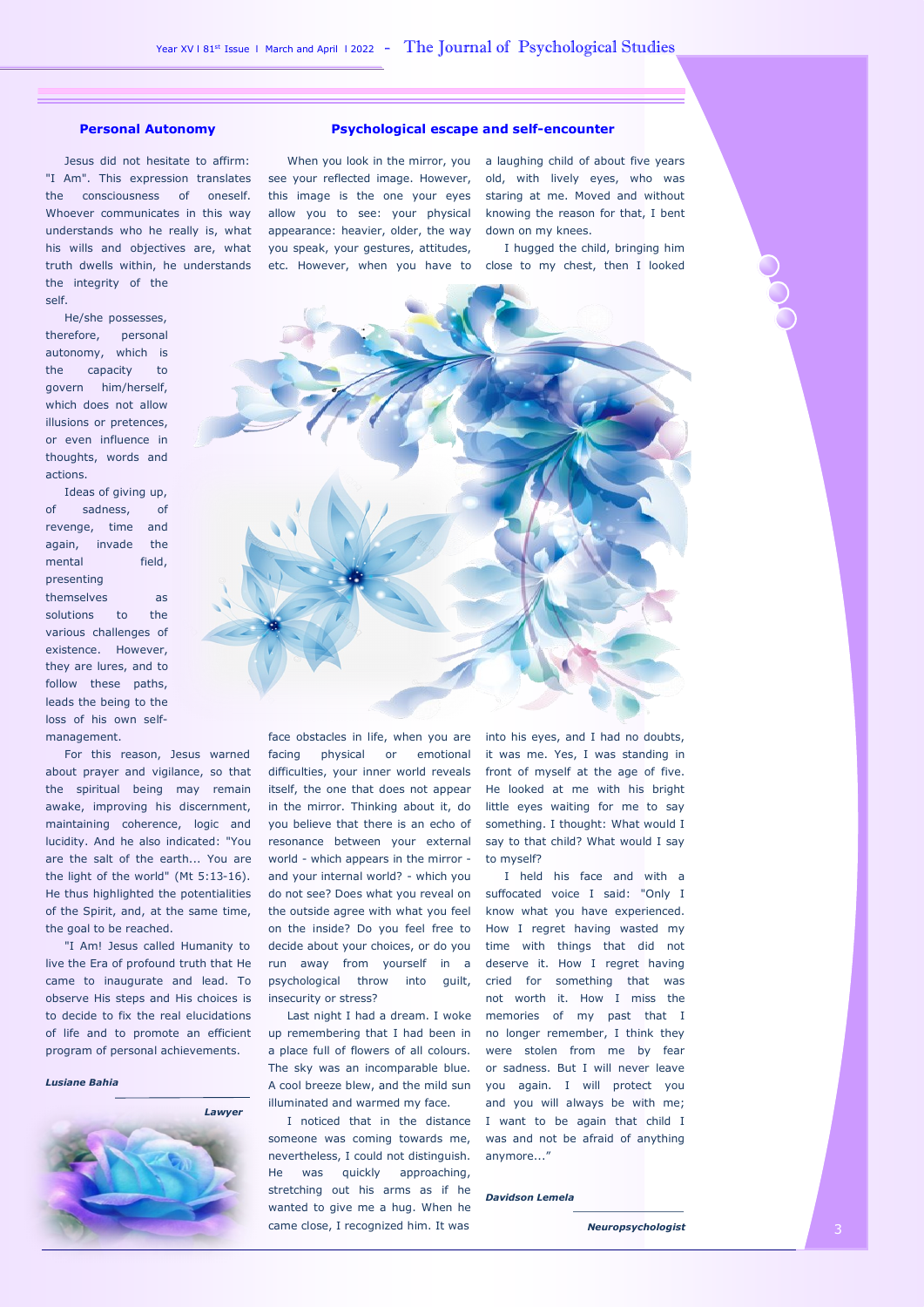## Personal Autonomy

Jesus did not hesitate to affirm: "I Am". This expression translates the consciousness of oneself. Whoever communicates in this way understands who he really is, what his wills and objectives are, what truth dwells within, he understands the integrity of the self.

He/she possesses, therefore, personal autonomy, which is the capacity to govern him/herself, which does not allow illusions or pretences, or even influence in thoughts, words and actions.

Ideas of giving up, of sadness, of revenge, time and again, invade the mental field, presenting themselves as solutions to the various challenges of existence. However, they are lures, and to follow these paths, leads the being to the loss of his own self-management.

For this reason, Jesus warned about prayer and vigilance, so that the spiritual being may remain awake, improving his discernment, maintaining coherence, logic and lucidity. And he also indicated: "You are the salt of the earth... You are the light of the world" (Mt 5:13-16). He thus highlighted the potentialities of the Spirit, and, at the same time, the goal to be reached.

"I Am! Jesus called Humanity to live the Era of profound truth that He came to inaugurate and lead. To observe His steps and His choices is to decide to fix the real elucidations of life and to promote an efficient program of personal achievements.

***Lusiane Bahia***

***Lawyer***

## Psychological escape and self-encounter

When you look in the mirror, you see your reflected image. However, this image is the one your eyes allow you to see: your physical appearance: heavier, older, the way you speak, your gestures, attitudes, etc. However, when you have to face obstacles in life, when you are facing physical or emotional difficulties, your inner world reveals itself, the one that does not appear in the mirror. Thinking about it, do you believe that there is an echo of resonance between your external world - which appears in the mirror - and your internal world? - which you do not see? Does what you reveal on the outside agree with what you feel on the inside? Do you feel free to decide about your choices, or do you run away from yourself in a psychological throw into guilt, insecurity or stress?

Last night I had a dream. I woke up remembering that I had been in a place full of flowers of all colours. The sky was an incomparable blue. A cool breeze blew, and the mild sun illuminated and warmed my face.

I noticed that in the distance someone was coming towards me, nevertheless, I could not distinguish. He was quickly approaching, stretching out his arms as if he wanted to give me a hug. When he came close, I recognized him. It was a laughing child of about five years old, with lively eyes, who was staring at me. Moved and without knowing the reason for that, I bent down on my knees.

I hugged the child, bringing him close to my chest, then I looked into his eyes, and I had no doubts, it was me. Yes, I was standing in front of myself at the age of five. He looked at me with his bright little eyes waiting for me to say something. I thought: What would I say to that child? What would I say to myself?

I held his face and with a suffocated voice I said: "Only I know what you have experienced. How I regret having wasted my time with things that did not deserve it. How I regret having cried for something that was not worth it. How I miss the memories of my past that I no longer remember, I think they were stolen from me by fear or sadness. But I will never leave you again. I will protect you and you will always be with me; I want to be again that child I was and not be afraid of anything anymore..."

***Davidson Lemela***

***Neuropsychologist***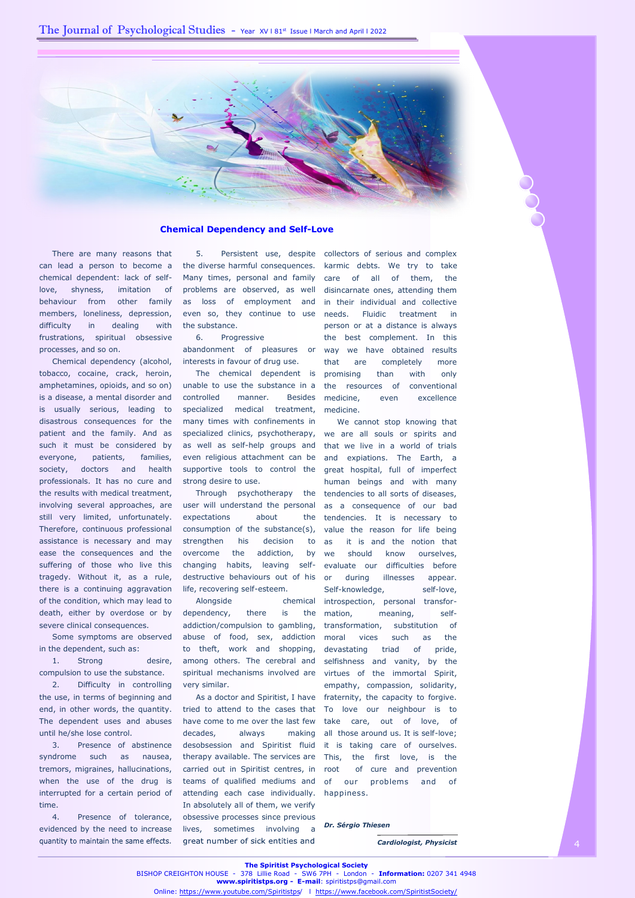## Chemical Dependency and Self-Love

There are many reasons that can lead a person to become a chemical dependent: lack of self-love, shyness, imitation of behaviour from other family members, loneliness, depression, difficulty in dealing with frustrations, spiritual obsessive processes, and so on.

Chemical dependency (alcohol, tobacco, cocaine, crack, heroin, amphetamines, opioids, and so on) is a disease, a mental disorder and is usually serious, leading to disastrous consequences for the patient and the family. And as such it must be considered by everyone, patients, families, society, doctors and health professionals. It has no cure and the results with medical treatment, involving several approaches, are still very limited, unfortunately. Therefore, continuous professional assistance is necessary and may ease the consequences and the suffering of those who live this tragedy. Without it, as a rule, there is a continuing aggravation of the condition, which may lead to death, either by overdose or by severe clinical consequences.

Some symptoms are observed in the dependent, such as:

1. Strong desire, compulsion to use the substance.
2. Difficulty in controlling the use, in terms of beginning and end, in other words, the quantity. The dependent uses and abuses until he/she lose control.
3. Presence of abstinence syndrome such as nausea, tremors, migraines, hallucinations, when the use of the drug is interrupted for a certain period of time.
4. Presence of tolerance, evidenced by the need to increase quantity to maintain the same effects.
5. Persistent use, despite the diverse harmful consequences. Many times, personal and family problems are observed, as well as loss of employment and even so, they continue to use the substance.
6. Progressive abandonment of pleasures or interests in favour of drug use.

The chemical dependent is unable to use the substance in a controlled manner. Besides specialized medical treatment, many times with confinements in specialized clinics, psychotherapy, as well as self-help groups and even religious attachment can be supportive tools to control the strong desire to use.

Through psychotherapy the user will understand the personal expectations about the consumption of the substance(s), strengthen his decision to overcome the addiction, by changing habits, leaving self-destructive behaviours out of his life, recovering self-esteem.

Alongside chemical dependency, there is the addiction/compulsion to gambling, abuse of food, sex, addiction to theft, work and shopping, among others. The cerebral and spiritual mechanisms involved are very similar.

As a doctor and Spiritist, I have tried to attend to the cases that have come to me over the last few decades, always making desobsession and Spiritist fluid therapy available. The services are carried out in Spiritist centres, in teams of qualified mediums and attending each case individually. In absolutely all of them, we verify obsessive processes since previous lives, sometimes involving a great number of sick entities and collectors of serious and complex karmic debts. We try to take care of all of them, the disincarnate ones, attending them in their individual and collective needs. Fluidic treatment in person or at a distance is always the best complement. In this way we have obtained results that are completely more promising than with only the resources of conventional medicine, even excellence medicine.

We cannot stop knowing that we are all souls or spirits and that we live in a world of trials and expiations. The Earth, a great hospital, full of imperfect human beings and with many tendencies to all sorts of diseases, as a consequence of our bad tendencies. It is necessary to value the reason for life being as it is and the notion that we should know ourselves, evaluate our difficulties before or during illnesses appear. Self-knowledge, self-love, introspection, personal transformation, meaning, self-transformation, substitution of moral vices such as the devastating triad of pride, selfishness and vanity, by the virtues of the immortal Spirit, empathy, compassion, solidarity, fraternity, the capacity to forgive. To love our neighbour is to take care, out of love, of all those around us. It is self-love; it is taking care of ourselves. This, the first love, is the root of cure and prevention of our problems and of happiness.

***Dr. Sérgio Thiesen***

***Cardiologist, Physicist***

**The Spiritist Psychological Society**
BISHOP CREIGHTON HOUSE - 378 Lillie Road - SW6 7PH - London - **Information:** 0207 341 4948
**www.spiritistps.org - E-mail**: spiritistps@gmail.com
Online: https://www.youtube.com/Spiritistps/ I https://www.facebook.com/SpiritistSociety/